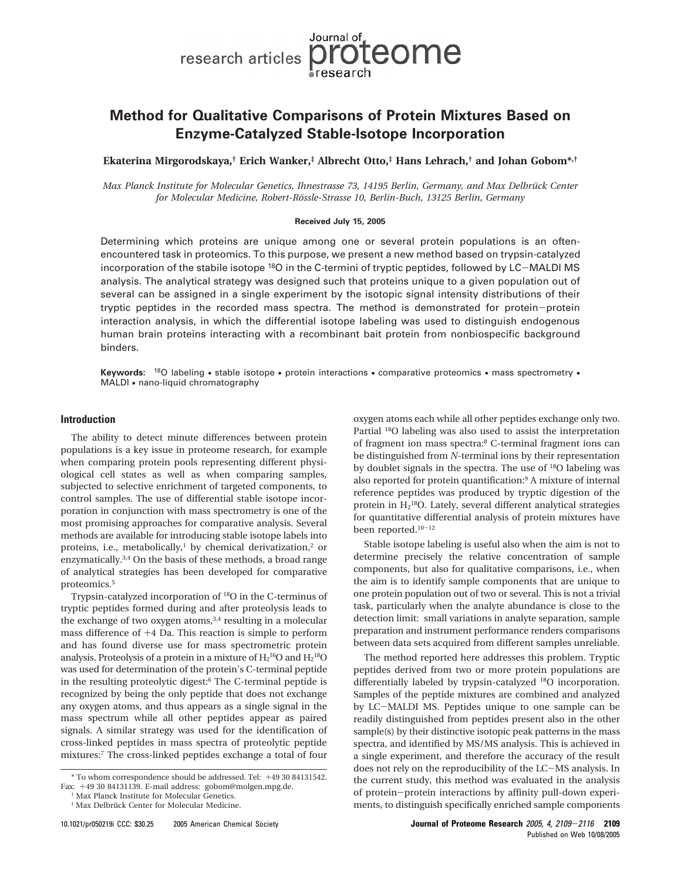# Method for Qualitative Comparisons of Protein Mixtures Based on Enzyme-Catalyzed Stable-Isotope Incorporation

**Ekaterina Mirgorodskaya,[†] Erich Wanker,[‡] Albrecht Otto,[‡] Hans Lehrach,[†] and Johan Gobom*,[†]**

*Max Planck Institute for Molecular Genetics, Ihnestrasse 73, 14195 Berlin, Germany, and Max Delbrück Center for Molecular Medicine, Robert-Rössle-Strasse 10, Berlin-Buch, 13125 Berlin, Germany*

**Received July 15, 2005**

Determining which proteins are unique among one or several protein populations is an often-encountered task in proteomics. To this purpose, we present a new method based on trypsin-catalyzed incorporation of the stabile isotope $^{18}O$ in the C-termini of tryptic peptides, followed by LC–MALDI MS analysis. The analytical strategy was designed such that proteins unique to a given population out of several can be assigned in a single experiment by the isotopic signal intensity distributions of their tryptic peptides in the recorded mass spectra. The method is demonstrated for protein–protein interaction analysis, in which the differential isotope labeling was used to distinguish endogenous human brain proteins interacting with a recombinant bait protein from nonbiospecific background binders.

**Keywords:** $^{18}O$ labeling • stable isotope • protein interactions • comparative proteomics • mass spectrometry • MALDI • nano-liquid chromatography

## Introduction

The ability to detect minute differences between protein populations is a key issue in proteome research, for example when comparing protein pools representing different physiological cell states as well as when comparing samples, subjected to selective enrichment of targeted components, to control samples. The use of differential stable isotope incorporation in conjunction with mass spectrometry is one of the most promising approaches for comparative analysis. Several methods are available for introducing stable isotope labels into proteins, i.e., metabolically,[1] by chemical derivatization,[2] or enzymatically.[3,4] On the basis of these methods, a broad range of analytical strategies has been developed for comparative proteomics.[5]

Trypsin-catalyzed incorporation of $^{18}O$ in the C-terminus of tryptic peptides formed during and after proteolysis leads to the exchange of two oxygen atoms,[3,4] resulting in a molecular mass difference of +4 Da. This reaction is simple to perform and has found diverse use for mass spectrometric protein analysis. Proteolysis of a protein in a mixture of $H_2{}^{16}O$ and $H_2{}^{18}O$ was used for determination of the protein's C-terminal peptide in the resulting proteolytic digest:[6] The C-terminal peptide is recognized by being the only peptide that does not exchange any oxygen atoms, and thus appears as a single signal in the mass spectrum while all other peptides appear as paired signals. A similar strategy was used for the identification of cross-linked peptides in mass spectra of proteolytic peptide mixtures:[7] The cross-linked peptides exchange a total of four oxygen atoms each while all other peptides exchange only two. Partial $^{18}O$ labeling was also used to assist the interpretation of fragment ion mass spectra:[8] C-terminal fragment ions can be distinguished from *N*-terminal ions by their representation by doublet signals in the spectra. The use of $^{18}O$ labeling was also reported for protein quantification:[9] A mixture of internal reference peptides was produced by tryptic digestion of the protein in $H_2{}^{18}O$. Lately, several different analytical strategies for quantitative differential analysis of protein mixtures have been reported.[10–12]

Stable isotope labeling is useful also when the aim is not to determine precisely the relative concentration of sample components, but also for qualitative comparisons, i.e., when the aim is to identify sample components that are unique to one protein population out of two or several. This is not a trivial task, particularly when the analyte abundance is close to the detection limit: small variations in analyte separation, sample preparation and instrument performance renders comparisons between data sets acquired from different samples unreliable.

The method reported here addresses this problem. Tryptic peptides derived from two or more protein populations are differentially labeled by trypsin-catalyzed $^{18}O$ incorporation. Samples of the peptide mixtures are combined and analyzed by LC–MALDI MS. Peptides unique to one sample can be readily distinguished from peptides present also in the other sample(s) by their distinctive isotopic peak patterns in the mass spectra, and identified by MS/MS analysis. This is achieved in a single experiment, and therefore the accuracy of the result does not rely on the reproducibility of the LC–MS analysis. In the current study, this method was evaluated in the analysis of protein–protein interactions by affinity pull-down experiments, to distinguish specifically enriched sample components

\* To whom correspondence should be addressed. Tel: +49 30 84131542. Fax: +49 30 84131139. E-mail address: gobom@molgen.mpg.de.

[†] Max Planck Institute for Molecular Genetics.

[‡] Max Delbrück Center for Molecular Medicine.

10.1021/pr050219i CCC: $30.25 © 2005 American Chemical Society

Published on Web 10/08/2005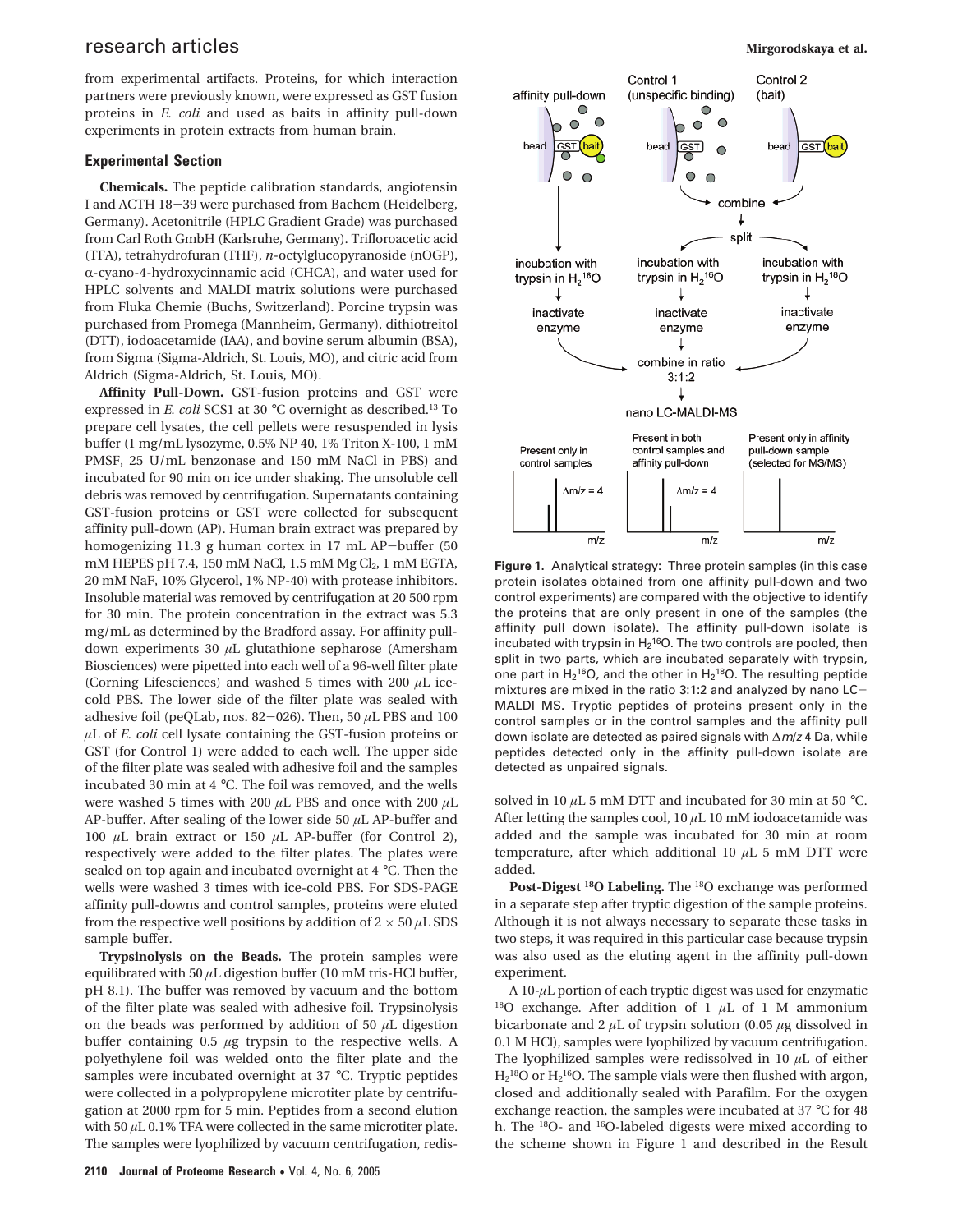from experimental artifacts. Proteins, for which interaction partners were previously known, were expressed as GST fusion proteins in *E. coli* and used as baits in affinity pull-down experiments in protein extracts from human brain.

## Experimental Section

**Chemicals.** The peptide calibration standards, angiotensin I and ACTH 18−39 were purchased from Bachem (Heidelberg, Germany). Acetonitrile (HPLC Gradient Grade) was purchased from Carl Roth GmbH (Karlsruhe, Germany). Trifloroacetic acid (TFA), tetrahydrofuran (THF), *n*-octylglucopyranoside (nOGP), α-cyano-4-hydroxycinnamic acid (CHCA), and water used for HPLC solvents and MALDI matrix solutions were purchased from Fluka Chemie (Buchs, Switzerland). Porcine trypsin was purchased from Promega (Mannheim, Germany), dithiotreitol (DTT), iodoacetamide (IAA), and bovine serum albumin (BSA), from Sigma (Sigma-Aldrich, St. Louis, MO), and citric acid from Aldrich (Sigma-Aldrich, St. Louis, MO).

**Affinity Pull-Down.** GST-fusion proteins and GST were expressed in *E. coli* SCS1 at 30 °C overnight as described.[13] To prepare cell lysates, the cell pellets were resuspended in lysis buffer (1 mg/mL lysozyme, 0.5% NP 40, 1% Triton X-100, 1 mM PMSF, 25 U/mL benzonase and 150 mM NaCl in PBS) and incubated for 90 min on ice under shaking. The unsoluble cell debris was removed by centrifugation. Supernatants containing GST-fusion proteins or GST were collected for subsequent affinity pull-down (AP). Human brain extract was prepared by homogenizing 11.3 g human cortex in 17 mL AP−buffer (50 mM HEPES pH 7.4, 150 mM NaCl, 1.5 mM $MgCl_2$, 1 mM EGTA, 20 mM NaF, 10% Glycerol, 1% NP-40) with protease inhibitors. Insoluble material was removed by centrifugation at 20 500 rpm for 30 min. The protein concentration in the extract was 5.3 mg/mL as determined by the Bradford assay. For affinity pull-down experiments 30 μL glutathione sepharose (Amersham Biosciences) were pipetted into each well of a 96-well filter plate (Corning Lifesciences) and washed 5 times with 200 μL ice-cold PBS. The lower side of the filter plate was sealed with adhesive foil (peQLab, nos. 82−026). Then, 50 μL PBS and 100 μL of *E. coli* cell lysate containing the GST-fusion proteins or GST (for Control 1) were added to each well. The upper side of the filter plate was sealed with adhesive foil and the samples incubated 30 min at 4 °C. The foil was removed, and the wells were washed 5 times with 200 μL PBS and once with 200 μL AP-buffer. After sealing of the lower side 50 μL AP-buffer and 100 μL brain extract or 150 μL AP-buffer (for Control 2), respectively were added to the filter plates. The plates were sealed on top again and incubated overnight at 4 °C. Then the wells were washed 3 times with ice-cold PBS. For SDS-PAGE affinity pull-downs and control samples, proteins were eluted from the respective well positions by addition of 2 × 50 μL SDS sample buffer.

**Trypsinolysis on the Beads.** The protein samples were equilibrated with 50 μL digestion buffer (10 mM tris-HCl buffer, pH 8.1). The buffer was removed by vacuum and the bottom of the filter plate was sealed with adhesive foil. Trypsinolysis on the beads was performed by addition of 50 μL digestion buffer containing 0.5 μg trypsin to the respective wells. A polyethylene foil was welded onto the filter plate and the samples were incubated overnight at 37 °C. Tryptic peptides were collected in a polypropylene microtiter plate by centrifugation at 2000 rpm for 5 min. Peptides from a second elution with 50 μL 0.1% TFA were collected in the same microtiter plate. The samples were lyophilized by vacuum centrifugation, redissolved in 10 μL 5 mM DTT and incubated for 30 min at 50 °C. After letting the samples cool, 10 μL 10 mM iodoacetamide was added and the sample was incubated for 30 min at room temperature, after which additional 10 μL 5 mM DTT were added.

affinity pull-down
Control 1 (unspecific binding)
Control 2 (bait)
bead GST bait
bead GST
bead GST bait
combine
split
incubation with trypsin in $H_2{}^{16}O$
incubation with trypsin in $H_2{}^{16}O$
incubation with trypsin in $H_2{}^{18}O$
inactivate enzyme
inactivate enzyme
inactivate enzyme
combine in ratio 3:1:2
nano LC-MALDI-MS
Present only in control samples
Present in both control samples and affinity pull-down
Present only in affinity pull-down sample (selected for MS/MS)
Δm/z = 4
Δm/z = 4
m/z
m/z
m/z

**Figure 1.** Analytical strategy: Three protein samples (in this case protein isolates obtained from one affinity pull-down and two control experiments) are compared with the objective to identify the proteins that are only present in one of the samples (the affinity pull down isolate). The affinity pull-down isolate is incubated with trypsin in $H_2{}^{16}O$. The two controls are pooled, then split in two parts, which are incubated separately with trypsin, one part in $H_2{}^{16}O$, and the other in $H_2{}^{18}O$. The resulting peptide mixtures are mixed in the ratio 3:1:2 and analyzed by nano LC−MALDI MS. Tryptic peptides of proteins present only in the control samples or in the control samples and the affinity pull down isolate are detected as paired signals with Δ*m/z* 4 Da, while peptides detected only in the affinity pull-down isolate are detected as unpaired signals.

**Post-Digest $^{18}O$ Labeling.** The $^{18}O$ exchange was performed in a separate step after tryptic digestion of the sample proteins. Although it is not always necessary to separate these tasks in two steps, it was required in this particular case because trypsin was also used as the eluting agent in the affinity pull-down experiment.

A 10-μL portion of each tryptic digest was used for enzymatic $^{18}O$ exchange. After addition of 1 μL of 1 M ammonium bicarbonate and 2 μL of trypsin solution (0.05 μg dissolved in 0.1 M HCl), samples were lyophilized by vacuum centrifugation. The lyophilized samples were redissolved in 10 μL of either $H_2{}^{18}O$ or $H_2{}^{16}O$. The sample vials were then flushed with argon, closed and additionally sealed with Parafilm. For the oxygen exchange reaction, the samples were incubated at 37 °C for 48 h. The $^{18}O$- and $^{16}O$-labeled digests were mixed according to the scheme shown in Figure 1 and described in the Result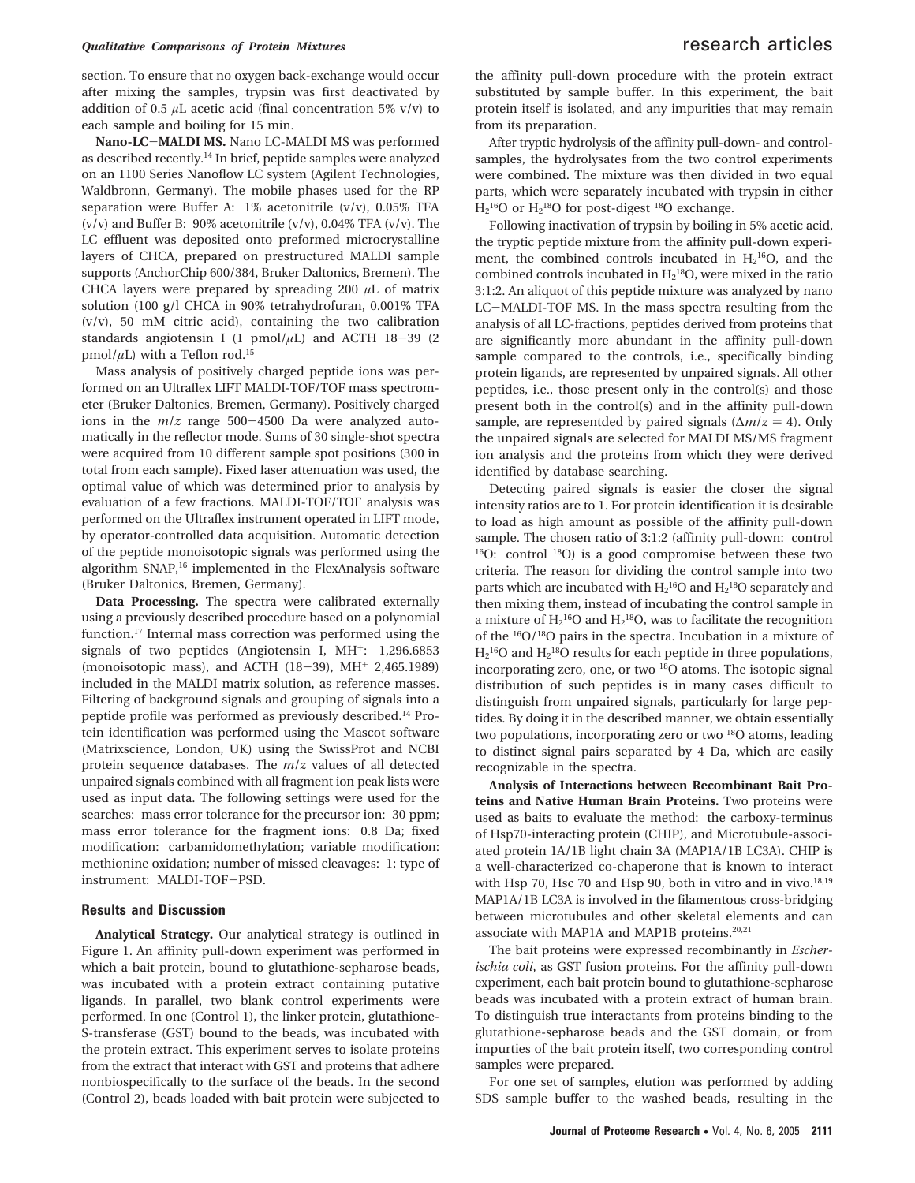section. To ensure that no oxygen back-exchange would occur after mixing the samples, trypsin was first deactivated by addition of 0.5 μL acetic acid (final concentration 5% v/v) to each sample and boiling for 15 min.

**Nano-LC–MALDI MS.** Nano LC-MALDI MS was performed as described recently.[14] In brief, peptide samples were analyzed on an 1100 Series Nanoflow LC system (Agilent Technologies, Waldbronn, Germany). The mobile phases used for the RP separation were Buffer A: 1% acetonitrile (v/v), 0.05% TFA (v/v) and Buffer B: 90% acetonitrile (v/v), 0.04% TFA (v/v). The LC effluent was deposited onto preformed microcrystalline layers of CHCA, prepared on prestructured MALDI sample supports (AnchorChip 600/384, Bruker Daltonics, Bremen). The CHCA layers were prepared by spreading 200 μL of matrix solution (100 g/l CHCA in 90% tetrahydrofuran, 0.001% TFA (v/v), 50 mM citric acid), containing the two calibration standards angiotensin I (1 pmol/μL) and ACTH 18–39 (2 pmol/μL) with a Teflon rod.[15]

Mass analysis of positively charged peptide ions was performed on an Ultraflex LIFT MALDI-TOF/TOF mass spectrometer (Bruker Daltonics, Bremen, Germany). Positively charged ions in the $m/z$ range 500–4500 Da were analyzed automatically in the reflector mode. Sums of 30 single-shot spectra were acquired from 10 different sample spot positions (300 in total from each sample). Fixed laser attenuation was used, the optimal value of which was determined prior to analysis by evaluation of a few fractions. MALDI-TOF/TOF analysis was performed on the Ultraflex instrument operated in LIFT mode, by operator-controlled data acquisition. Automatic detection of the peptide monoisotopic signals was performed using the algorithm SNAP,[16] implemented in the FlexAnalysis software (Bruker Daltonics, Bremen, Germany).

**Data Processing.** The spectra were calibrated externally using a previously described procedure based on a polynomial function.[17] Internal mass correction was performed using the signals of two peptides (Angiotensin I, $MH^+$: 1,296.6853 (monoisotopic mass), and ACTH (18–39), $MH^+$ 2,465.1989) included in the MALDI matrix solution, as reference masses. Filtering of background signals and grouping of signals into a peptide profile was performed as previously described.[14] Protein identification was performed using the Mascot software (Matrixscience, London, UK) using the SwissProt and NCBI protein sequence databases. The $m/z$ values of all detected unpaired signals combined with all fragment ion peak lists were used as input data. The following settings were used for the searches: mass error tolerance for the precursor ion: 30 ppm; mass error tolerance for the fragment ions: 0.8 Da; fixed modification: carbamidomethylation; variable modification: methionine oxidation; number of missed cleavages: 1; type of instrument: MALDI-TOF–PSD.

## Results and Discussion

**Analytical Strategy.** Our analytical strategy is outlined in Figure 1. An affinity pull-down experiment was performed in which a bait protein, bound to glutathione-sepharose beads, was incubated with a protein extract containing putative ligands. In parallel, two blank control experiments were performed. In one (Control 1), the linker protein, glutathione-S-transferase (GST) bound to the beads, was incubated with the protein extract. This experiment serves to isolate proteins from the extract that interact with GST and proteins that adhere nonbiospecifically to the surface of the beads. In the second (Control 2), beads loaded with bait protein were subjected to the affinity pull-down procedure with the protein extract substituted by sample buffer. In this experiment, the bait protein itself is isolated, and any impurities that may remain from its preparation.

After tryptic hydrolysis of the affinity pull-down- and control-samples, the hydrolysates from the two control experiments were combined. The mixture was then divided in two equal parts, which were separately incubated with trypsin in either $H_2{}^{16}O$ or $H_2{}^{18}O$ for post-digest $^{18}O$ exchange.

Following inactivation of trypsin by boiling in 5% acetic acid, the tryptic peptide mixture from the affinity pull-down experiment, the combined controls incubated in $H_2{}^{16}O$, and the combined controls incubated in $H_2{}^{18}O$, were mixed in the ratio 3:1:2. An aliquot of this peptide mixture was analyzed by nano LC–MALDI-TOF MS. In the mass spectra resulting from the analysis of all LC-fractions, peptides derived from proteins that are significantly more abundant in the affinity pull-down sample compared to the controls, i.e., specifically binding protein ligands, are represented by unpaired signals. All other peptides, i.e., those present only in the control(s) and those present both in the control(s) and in the affinity pull-down sample, are representded by paired signals ($\Delta m/z = 4$). Only the unpaired signals are selected for MALDI MS/MS fragment ion analysis and the proteins from which they were derived identified by database searching.

Detecting paired signals is easier the closer the signal intensity ratios are to 1. For protein identification it is desirable to load as high amount as possible of the affinity pull-down sample. The chosen ratio of 3:1:2 (affinity pull-down: control $^{16}O$: control $^{18}O$) is a good compromise between these two criteria. The reason for dividing the control sample into two parts which are incubated with $H_2{}^{16}O$ and $H_2{}^{18}O$ separately and then mixing them, instead of incubating the control sample in a mixture of $H_2{}^{16}O$ and $H_2{}^{18}O$, was to facilitate the recognition of the $^{16}O/^{18}O$ pairs in the spectra. Incubation in a mixture of $H_2{}^{16}O$ and $H_2{}^{18}O$ results for each peptide in three populations, incorporating zero, one, or two $^{18}O$ atoms. The isotopic signal distribution of such peptides is in many cases difficult to distinguish from unpaired signals, particularly for large peptides. By doing it in the described manner, we obtain essentially two populations, incorporating zero or two $^{18}O$ atoms, leading to distinct signal pairs separated by 4 Da, which are easily recognizable in the spectra.

**Analysis of Interactions between Recombinant Bait Proteins and Native Human Brain Proteins.** Two proteins were used as baits to evaluate the method: the carboxy-terminus of Hsp70-interacting protein (CHIP), and Microtubule-associated protein 1A/1B light chain 3A (MAP1A/1B LC3A). CHIP is a well-characterized co-chaperone that is known to interact with Hsp 70, Hsc 70 and Hsp 90, both in vitro and in vivo.[18,19] MAP1A/1B LC3A is involved in the filamentous cross-bridging between microtubules and other skeletal elements and can associate with MAP1A and MAP1B proteins.[20,21]

The bait proteins were expressed recombinantly in *Escherischia coli*, as GST fusion proteins. For the affinity pull-down experiment, each bait protein bound to glutathione-sepharose beads was incubated with a protein extract of human brain. To distinguish true interactants from proteins binding to the glutathione-sepharose beads and the GST domain, or from impurties of the bait protein itself, two corresponding control samples were prepared.

For one set of samples, elution was performed by adding SDS sample buffer to the washed beads, resulting in the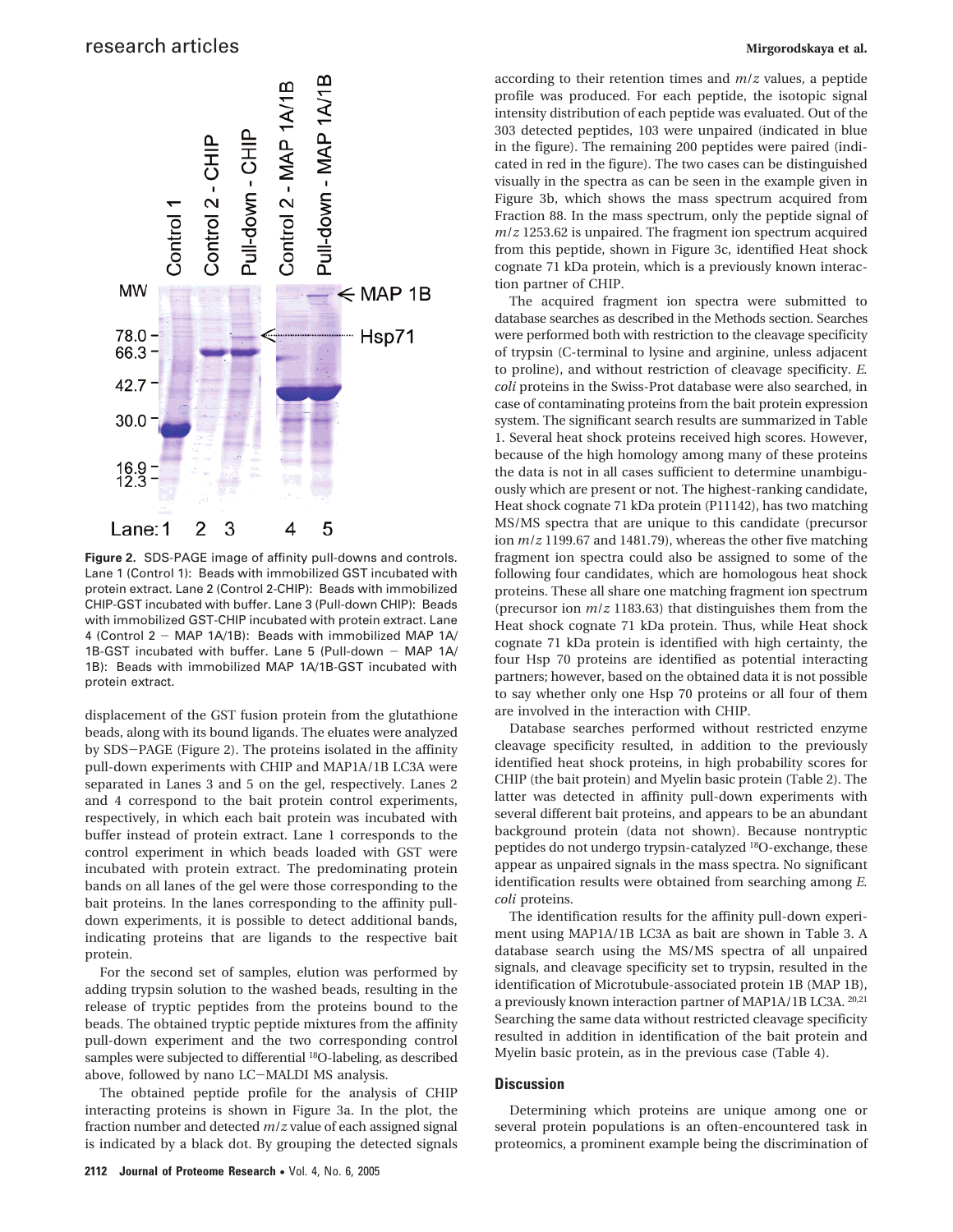MW

78.0
66.3
42.7
30.0
16.9
12.3

Control 1
Control 2 - CHIP
Pull-down - CHIP
Control 2 - MAP 1A/1B
Pull-down - MAP 1A/1B

MAP 1B
Hsp71

Lane: 1 2 3 4 5

**Figure 2.** SDS-PAGE image of affinity pull-downs and controls. Lane 1 (Control 1): Beads with immobilized GST incubated with protein extract. Lane 2 (Control 2-CHIP): Beads with immobilized CHIP-GST incubated with buffer. Lane 3 (Pull-down CHIP): Beads with immobilized GST-CHIP incubated with protein extract. Lane 4 (Control 2 – MAP 1A/1B): Beads with immobilized MAP 1A/1B-GST incubated with buffer. Lane 5 (Pull-down – MAP 1A/1B): Beads with immobilized MAP 1A/1B-GST incubated with protein extract.

displacement of the GST fusion protein from the glutathione beads, along with its bound ligands. The eluates were analyzed by SDS–PAGE (Figure 2). The proteins isolated in the affinity pull-down experiments with CHIP and MAP1A/1B LC3A were separated in Lanes 3 and 5 on the gel, respectively. Lanes 2 and 4 correspond to the bait protein control experiments, respectively, in which each bait protein was incubated with buffer instead of protein extract. Lane 1 corresponds to the control experiment in which beads loaded with GST were incubated with protein extract. The predominating protein bands on all lanes of the gel were those corresponding to the bait proteins. In the lanes corresponding to the affinity pull-down experiments, it is possible to detect additional bands, indicating proteins that are ligands to the respective bait protein.

For the second set of samples, elution was performed by adding trypsin solution to the washed beads, resulting in the release of tryptic peptides from the proteins bound to the beads. The obtained tryptic peptide mixtures from the affinity pull-down experiment and the two corresponding control samples were subjected to differential $^{18}O$-labeling, as described above, followed by nano LC–MALDI MS analysis.

The obtained peptide profile for the analysis of CHIP interacting proteins is shown in Figure 3a. In the plot, the fraction number and detected $m/z$ value of each assigned signal is indicated by a black dot. By grouping the detected signals according to their retention times and $m/z$ values, a peptide profile was produced. For each peptide, the isotopic signal intensity distribution of each peptide was evaluated. Out of the 303 detected peptides, 103 were unpaired (indicated in blue in the figure). The remaining 200 peptides were paired (indicated in red in the figure). The two cases can be distinguished visually in the spectra as can be seen in the example given in Figure 3b, which shows the mass spectrum acquired from Fraction 88. In the mass spectrum, only the peptide signal of $m/z$ 1253.62 is unpaired. The fragment ion spectrum acquired from this peptide, shown in Figure 3c, identified Heat shock cognate 71 kDa protein, which is a previously known interaction partner of CHIP.

The acquired fragment ion spectra were submitted to database searches as described in the Methods section. Searches were performed both with restriction to the cleavage specificity of trypsin (C-terminal to lysine and arginine, unless adjacent to proline), and without restriction of cleavage specificity. *E. coli* proteins in the Swiss-Prot database were also searched, in case of contaminating proteins from the bait protein expression system. The significant search results are summarized in Table 1. Several heat shock proteins received high scores. However, because of the high homology among many of these proteins the data is not in all cases sufficient to determine unambiguously which are present or not. The highest-ranking candidate, Heat shock cognate 71 kDa protein (P11142), has two matching MS/MS spectra that are unique to this candidate (precursor ion $m/z$ 1199.67 and 1481.79), whereas the other five matching fragment ion spectra could also be assigned to some of the following four candidates, which are homologous heat shock proteins. These all share one matching fragment ion spectrum (precursor ion $m/z$ 1183.63) that distinguishes them from the Heat shock cognate 71 kDa protein. Thus, while Heat shock cognate 71 kDa protein is identified with high certainty, the four Hsp 70 proteins are identified as potential interacting partners; however, based on the obtained data it is not possible to say whether only one Hsp 70 proteins or all four of them are involved in the interaction with CHIP.

Database searches performed without restricted enzyme cleavage specificity resulted, in addition to the previously identified heat shock proteins, in high probability scores for CHIP (the bait protein) and Myelin basic protein (Table 2). The latter was detected in affinity pull-down experiments with several different bait proteins, and appears to be an abundant background protein (data not shown). Because nontryptic peptides do not undergo trypsin-catalyzed $^{18}O$-exchange, these appear as unpaired signals in the mass spectra. No significant identification results were obtained from searching among *E. coli* proteins.

The identification results for the affinity pull-down experiment using MAP1A/1B LC3A as bait are shown in Table 3. A database search using the MS/MS spectra of all unpaired signals, and cleavage specificity set to trypsin, resulted in the identification of Microtubule-associated protein 1B (MAP 1B), a previously known interaction partner of MAP1A/1B LC3A.[20,21] Searching the same data without restricted cleavage specificity resulted in addition in identification of the bait protein and Myelin basic protein, as in the previous case (Table 4).

## Discussion

Determining which proteins are unique among one or several protein populations is an often-encountered task in proteomics, a prominent example being the discrimination of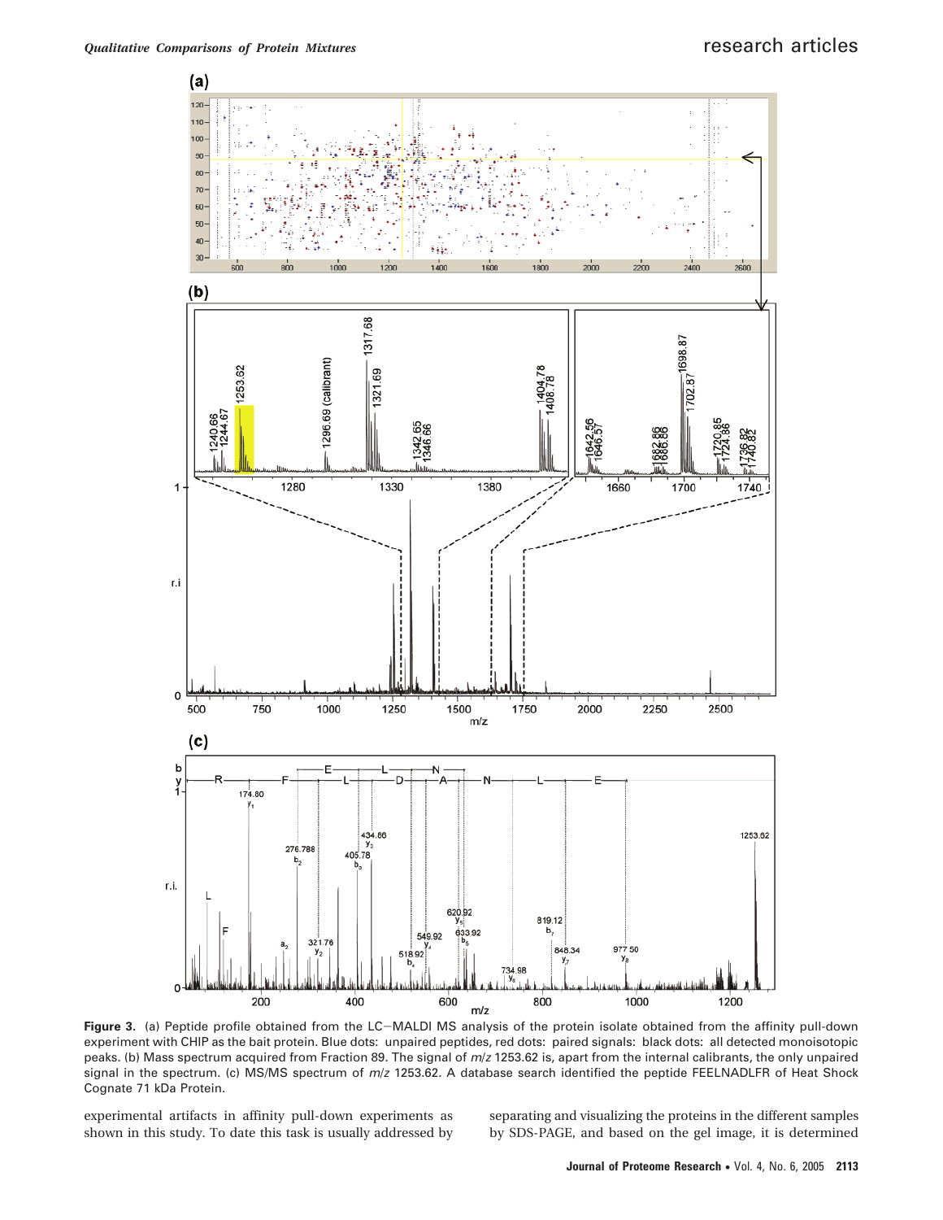(a)

(b)

1317.68

1253.62

1296.69 (calibrant)

1321.69

1404.78
1408.78

1240.66
1244.67

1342.65
1346.66

1280 1330 1380

1698.87

1702.87

1642.56
1646.57

1682.86
1686.86

1720.85
1724.86

1736.82
1740.82

1660 1700 1740

r.i

m/z

(c)

b
y

R F E L L D N A N L E

174.80 $y_1$

276.788 $b_2$

321.76 $y_2$

405.78 $b_3$

434.86 $y_3$

518.92 $b_4$

549.92 $y_4$

620.92 $y_5$

633.92 $b_5$

734.98 $y_6$

819.12 $b_7$

848.34 $y_7$

977.50 $y_8$

1253.62

L

F

$a_2$

r.i.

m/z

**Figure 3.** (a) Peptide profile obtained from the LC–MALDI MS analysis of the protein isolate obtained from the affinity pull-down experiment with CHIP as the bait protein. Blue dots: unpaired peptides, red dots: paired signals: black dots: all detected monoisotopic peaks. (b) Mass spectrum acquired from Fraction 89. The signal of *m/z* 1253.62 is, apart from the internal calibrants, the only unpaired signal in the spectrum. (c) MS/MS spectrum of *m/z* 1253.62. A database search identified the peptide FEELNADLFR of Heat Shock Cognate 71 kDa Protein.

experimental artifacts in affinity pull-down experiments as shown in this study. To date this task is usually addressed by separating and visualizing the proteins in the different samples by SDS-PAGE, and based on the gel image, it is determined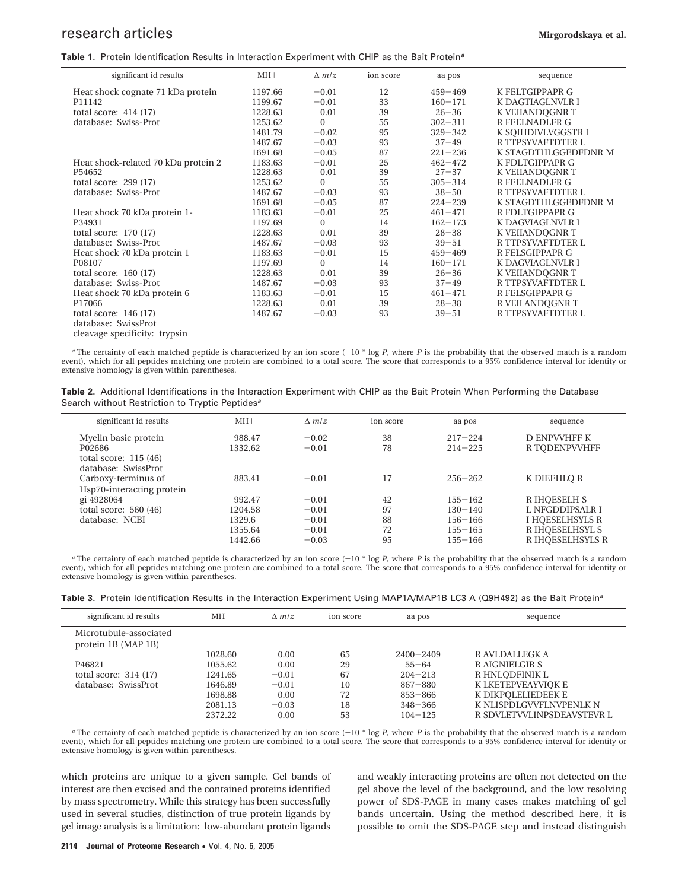**Table 1.** Protein Identification Results in Interaction Experiment with CHIP as the Bait Protein[a]

| significant id results | MH+ | Δ m/z | ion score | aa pos | sequence |
|---|---|---|---|---|---|
| Heat shock cognate 71 kDa protein | 1197.66 | −0.01 | 12 | 459−469 | K FELTGIPPAPR G |
| P11142 | 1199.67 | −0.01 | 33 | 160−171 | K DAGTIAGLNVLR I |
| total score: 414 (17) | 1228.63 | 0.01 | 39 | 26−36 | K VEIIANDQGNR T |
| database: Swiss-Prot | 1253.62 | 0 | 55 | 302−311 | R FEELNADLFR G |
| | 1481.79 | −0.02 | 95 | 329−342 | K SQIHDIVLVGGSTR I |
| | 1487.67 | −0.03 | 93 | 37−49 | R TTPSYVAFTDTER L |
| | 1691.68 | −0.05 | 87 | 221−236 | K STAGDTHLGGEDFDNR M |
| Heat shock-related 70 kDa protein 2 | 1183.63 | −0.01 | 25 | 462−472 | K FDLTGIPPAPR G |
| P54652 | 1228.63 | 0.01 | 39 | 27−37 | K VEIIANDQGNR T |
| total score: 299 (17) | 1253.62 | 0 | 55 | 305−314 | R FEELNADLFR G |
| database: Swiss-Prot | 1487.67 | −0.03 | 93 | 38−50 | R TTPSYVAFTDTER L |
| | 1691.68 | −0.05 | 87 | 224−239 | K STAGDTHLGGEDFDNR M |
| Heat shock 70 kDa protein 1- | 1183.63 | −0.01 | 25 | 461−471 | R FDLTGIPPAPR G |
| P34931 | 1197.69 | 0 | 14 | 162−173 | K DAGVIAGLNVLR I |
| total score: 170 (17) | 1228.63 | 0.01 | 39 | 28−38 | K VEIIANDQGNR T |
| database: Swiss-Prot | 1487.67 | −0.03 | 93 | 39−51 | R TTPSYVAFTDTER L |
| Heat shock 70 kDa protein 1 | 1183.63 | −0.01 | 15 | 459−469 | R FELSGIPPAPR G |
| P08107 | 1197.69 | 0 | 14 | 160−171 | K DAGVIAGLNVLR I |
| total score: 160 (17) | 1228.63 | 0.01 | 39 | 26−36 | K VEIIANDQGNR T |
| database: Swiss-Prot | 1487.67 | −0.03 | 93 | 37−49 | R TTPSYVAFTDTER L |
| Heat shock 70 kDa protein 6 | 1183.63 | −0.01 | 15 | 461−471 | R FELSGIPPAPR G |
| P17066 | 1228.63 | 0.01 | 39 | 28−38 | R VEILANDQGNR T |
| total score: 146 (17) | 1487.67 | −0.03 | 93 | 39−51 | R TTPSYVAFTDTER L |
| database: SwissProt | | | | | |
| cleavage specificity: trypsin | | | | | |

[a] The certainty of each matched peptide is characterized by an ion score (−10 * log *P*, where *P* is the probability that the observed match is a random event), which for all peptides matching one protein are combined to a total score. The score that corresponds to a 95% confidence interval for identity or extensive homology is given within parentheses.

**Table 2.** Additional Identifications in the Interaction Experiment with CHIP as the Bait Protein When Performing the Database Search without Restriction to Tryptic Peptides[a]

| significant id results | MH+ | Δ m/z | ion score | aa pos | sequence |
|---|---|---|---|---|---|
| Myelin basic protein | 988.47 | −0.02 | 38 | 217−224 | D ENPVVHFF K |
| P02686 | 1332.62 | −0.01 | 78 | 214−225 | R TQDENPVVHFF |
| total score: 115 (46) | | | | | |
| database: SwissProt | | | | | |
| Carboxy-terminus of Hsp70-interacting protein | 883.41 | −0.01 | 17 | 256−262 | K DIEEHLQ R |
| gi\|4928064 | 992.47 | −0.01 | 42 | 155−162 | R IHQESELH S |
| total score: 560 (46) | 1204.58 | −0.01 | 97 | 130−140 | L NFGDDIPSALR I |
| database: NCBI | 1329.6 | −0.01 | 88 | 156−166 | I HQESELHSYLS R |
| | 1355.64 | −0.01 | 72 | 155−165 | R IHQESELHSYL S |
| | 1442.66 | −0.03 | 95 | 155−166 | R IHQESELHSYLS R |

[a] The certainty of each matched peptide is characterized by an ion score (−10 * log *P*, where *P* is the probability that the observed match is a random event), which for all peptides matching one protein are combined to a total score. The score that corresponds to a 95% confidence interval for identity or extensive homology is given within parentheses.

**Table 3.** Protein Identification Results in the Interaction Experiment Using MAP1A/MAP1B LC3 A (Q9H492) as the Bait Protein[a]

| significant id results | MH+ | Δ m/z | ion score | aa pos | sequence |
|---|---|---|---|---|---|
| Microtubule-associated protein 1B (MAP 1B) | | | | | |
| | 1028.60 | 0.00 | 65 | 2400−2409 | R AVLDALLEGK A |
| P46821 | 1055.62 | 0.00 | 29 | 55−64 | R AIGNIELGIR S |
| total score: 314 (17) | 1241.65 | −0.01 | 67 | 204−213 | R HNLQDFINIK L |
| database: SwissProt | 1646.89 | −0.01 | 10 | 867−880 | K LKETEPVEAYVIQK E |
| | 1698.88 | 0.00 | 72 | 853−866 | K DIKPQLELIEDEEK E |
| | 2081.13 | −0.03 | 18 | 348−366 | K NLISPDLGVVFLNVPENLK N |
| | 2372.22 | 0.00 | 53 | 104−125 | R SDVLETVVLINPSDEAVSTEVR L |

[a] The certainty of each matched peptide is characterized by an ion score (−10 * log *P*, where *P* is the probability that the observed match is a random event), which for all peptides matching one protein are combined to a total score. The score that corresponds to a 95% confidence interval for identity or extensive homology is given within parentheses.

which proteins are unique to a given sample. Gel bands of interest are then excised and the contained proteins identified by mass spectrometry. While this strategy has been successfully used in several studies, distinction of true protein ligands by gel image analysis is a limitation: low-abundant protein ligands and weakly interacting proteins are often not detected on the gel above the level of the background, and the low resolving power of SDS-PAGE in many cases makes matching of gel bands uncertain. Using the method described here, it is possible to omit the SDS-PAGE step and instead distinguish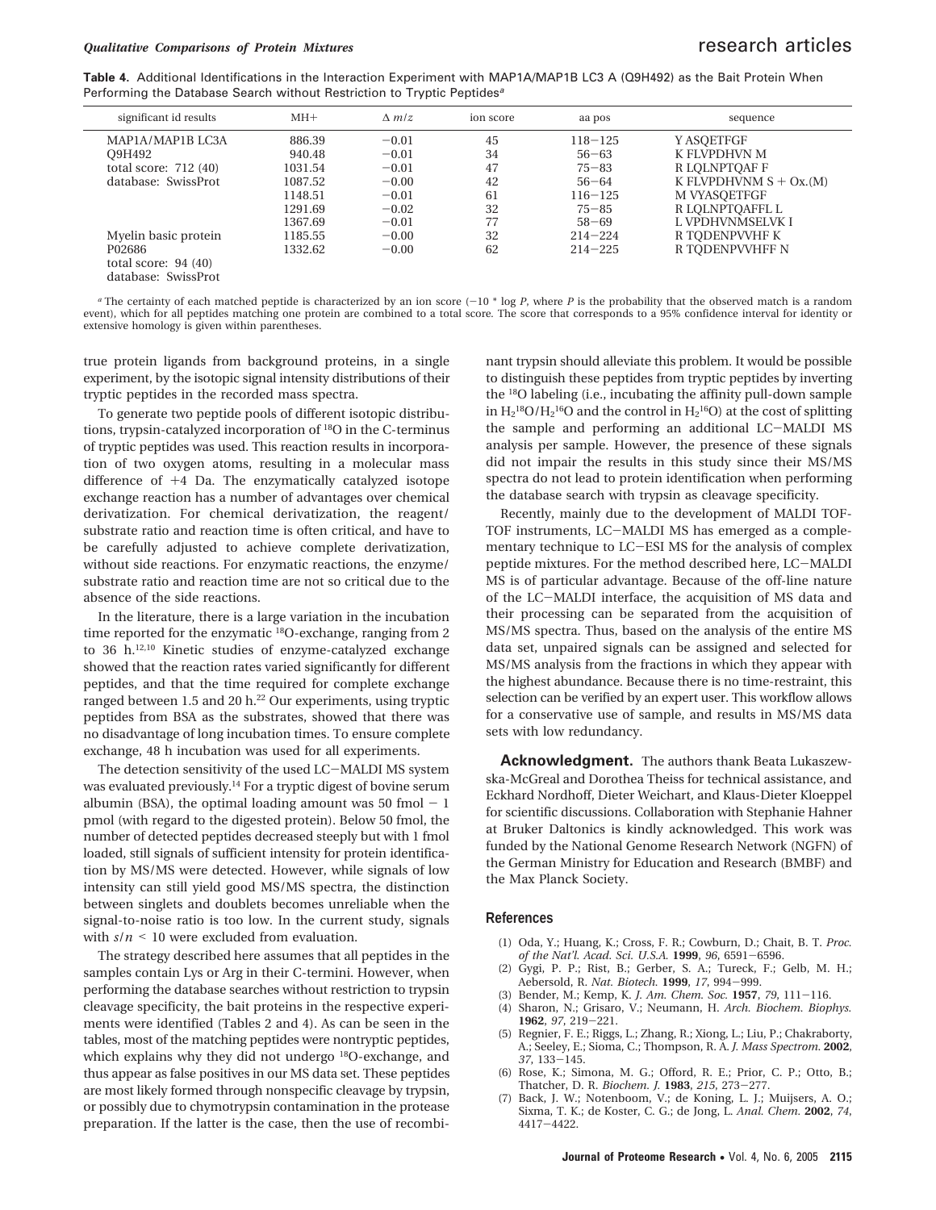**Table 4.** Additional Identifications in the Interaction Experiment with MAP1A/MAP1B LC3 A (Q9H492) as the Bait Protein When Performing the Database Search without Restriction to Tryptic Peptides[a]

| significant id results | MH+ | Δ m/z | ion score | aa pos | sequence |
|---|---|---|---|---|---|
| MAP1A/MAP1B LC3A | 886.39 | −0.01 | 45 | 118−125 | Y ASQETFGF |
| Q9H492 | 940.48 | −0.01 | 34 | 56−63 | K FLVPDHVN M |
| total score: 712 (40) | 1031.54 | −0.01 | 47 | 75−83 | R LQLNPTQAF F |
| database: SwissProt | 1087.52 | −0.00 | 42 | 56−64 | K FLVPDHVNM S + Ox.(M) |
| | 1148.51 | −0.01 | 61 | 116−125 | M VYASQETFGF |
| | 1291.69 | −0.02 | 32 | 75−85 | R LQLNPTQAFFL L |
| | 1367.69 | −0.01 | 77 | 58−69 | L VPDHVNMSELVK I |
| Myelin basic protein | 1185.55 | −0.00 | 32 | 214−224 | R TQDENPVVHF K |
| P02686 | 1332.62 | −0.00 | 62 | 214−225 | R TQDENPVVHFF N |
| total score: 94 (40) | | | | | |
| database: SwissProt | | | | | |

[a] The certainty of each matched peptide is characterized by an ion score (−10 * log *P*, where *P* is the probability that the observed match is a random event), which for all peptides matching one protein are combined to a total score. The score that corresponds to a 95% confidence interval for identity or extensive homology is given within parentheses.

true protein ligands from background proteins, in a single experiment, by the isotopic signal intensity distributions of their tryptic peptides in the recorded mass spectra.

To generate two peptide pools of different isotopic distributions, trypsin-catalyzed incorporation of $^{18}O$ in the C-terminus of tryptic peptides was used. This reaction results in incorporation of two oxygen atoms, resulting in a molecular mass difference of +4 Da. The enzymatically catalyzed isotope exchange reaction has a number of advantages over chemical derivatization. For chemical derivatization, the reagent/substrate ratio and reaction time is often critical, and have to be carefully adjusted to achieve complete derivatization, without side reactions. For enzymatic reactions, the enzyme/substrate ratio and reaction time are not so critical due to the absence of the side reactions.

In the literature, there is a large variation in the incubation time reported for the enzymatic $^{18}O$-exchange, ranging from 2 to 36 h.[12,10] Kinetic studies of enzyme-catalyzed exchange showed that the reaction rates varied significantly for different peptides, and that the time required for complete exchange ranged between 1.5 and 20 h.[22] Our experiments, using tryptic peptides from BSA as the substrates, showed that there was no disadvantage of long incubation times. To ensure complete exchange, 48 h incubation was used for all experiments.

The detection sensitivity of the used LC−MALDI MS system was evaluated previously.[14] For a tryptic digest of bovine serum albumin (BSA), the optimal loading amount was 50 fmol − 1 pmol (with regard to the digested protein). Below 50 fmol, the number of detected peptides decreased steeply but with 1 fmol loaded, still signals of sufficient intensity for protein identification by MS/MS were detected. However, while signals of low intensity can still yield good MS/MS spectra, the distinction between singlets and doublets becomes unreliable when the signal-to-noise ratio is too low. In the current study, signals with $s/n < 10$ were excluded from evaluation.

The strategy described here assumes that all peptides in the samples contain Lys or Arg in their C-termini. However, when performing the database searches without restriction to trypsin cleavage specificity, the bait proteins in the respective experiments were identified (Tables 2 and 4). As can be seen in the tables, most of the matching peptides were nontryptic peptides, which explains why they did not undergo $^{18}O$-exchange, and thus appear as false positives in our MS data set. These peptides are most likely formed through nonspecific cleavage by trypsin, or possibly due to chymotrypsin contamination in the protease preparation. If the latter is the case, then the use of recombinant trypsin should alleviate this problem. It would be possible to distinguish these peptides from tryptic peptides by inverting the $^{18}O$ labeling (i.e., incubating the affinity pull-down sample in $H_2{}^{18}O/H_2{}^{16}O$ and the control in $H_2{}^{16}O$) at the cost of splitting the sample and performing an additional LC−MALDI MS analysis per sample. However, the presence of these signals did not impair the results in this study since their MS/MS spectra do not lead to protein identification when performing the database search with trypsin as cleavage specificity.

Recently, mainly due to the development of MALDI TOF-TOF instruments, LC−MALDI MS has emerged as a complementary technique to LC−ESI MS for the analysis of complex peptide mixtures. For the method described here, LC−MALDI MS is of particular advantage. Because of the off-line nature of the LC−MALDI interface, the acquisition of MS data and their processing can be separated from the acquisition of MS/MS spectra. Thus, based on the analysis of the entire MS data set, unpaired signals can be assigned and selected for MS/MS analysis from the fractions in which they appear with the highest abundance. Because there is no time-restraint, this selection can be verified by an expert user. This workflow allows for a conservative use of sample, and results in MS/MS data sets with low redundancy.

**Acknowledgment.** The authors thank Beata Lukaszewska-McGreal and Dorothea Theiss for technical assistance, and Eckhard Nordhoff, Dieter Weichart, and Klaus-Dieter Kloeppel for scientific discussions. Collaboration with Stephanie Hahner at Bruker Daltonics is kindly acknowledged. This work was funded by the National Genome Research Network (NGFN) of the German Ministry for Education and Research (BMBF) and the Max Planck Society.

## References

(1) Oda, Y.; Huang, K.; Cross, F. R.; Cowburn, D.; Chait, B. T. *Proc. of the Nat'l. Acad. Sci. U.S.A.* **1999**, *96*, 6591−6596.
(2) Gygi, P. P.; Rist, B.; Gerber, S. A.; Tureck, F.; Gelb, M. H.; Aebersold, R. *Nat. Biotech.* **1999**, *17*, 994−999.
(3) Bender, M.; Kemp, K. *J. Am. Chem. Soc.* **1957**, *79*, 111−116.
(4) Sharon, N.; Grisaro, V.; Neumann, H. *Arch. Biochem. Biophys.* **1962**, *97*, 219−221.
(5) Regnier, F. E.; Riggs, L.; Zhang, R.; Xiong, L.; Liu, P.; Chakraborty, A.; Seeley, E.; Sioma, C.; Thompson, R. A. *J. Mass Spectrom.* **2002**, *37*, 133−145.
(6) Rose, K.; Simona, M. G.; Offord, R. E.; Prior, C. P.; Otto, B.; Thatcher, D. R. *Biochem. J.* **1983**, *215*, 273−277.
(7) Back, J. W.; Notenboom, V.; de Koning, L. J.; Muijsers, A. O.; Sixma, T. K.; de Koster, C. G.; de Jong, L. *Anal. Chem.* **2002**, *74*, 4417−4422.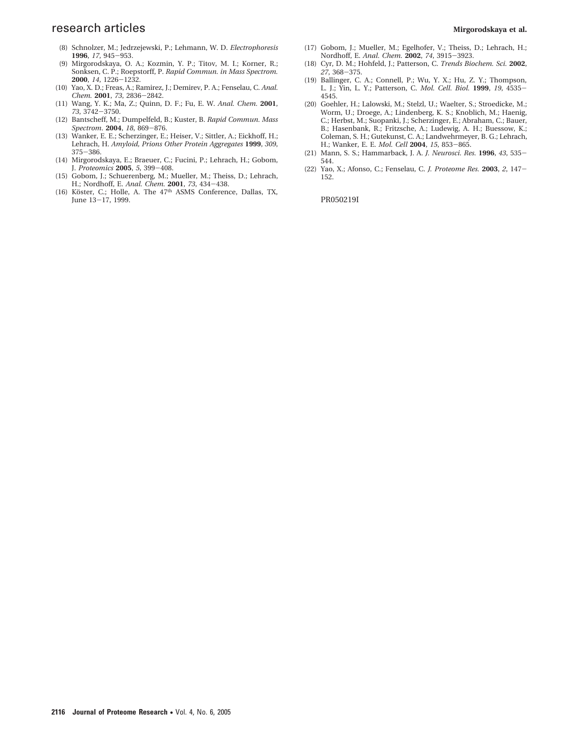(8) Schnolzer, M.; Jedrzejewski, P.; Lehmann, W. D. *Electrophoresis* **1996**, *17*, 945–953.

(9) Mirgorodskaya, O. A.; Kozmin, Y. P.; Titov, M. I.; Korner, R.; Sonksen, C. P.; Roepstorff, P. *Rapid Commun. in Mass Spectrom.* **2000**, *14*, 1226–1232.

(10) Yao, X. D.; Freas, A.; Ramirez, J.; Demirev, P. A.; Fenselau, C. *Anal. Chem.* **2001**, *73*, 2836–2842.

(11) Wang, Y. K.; Ma, Z.; Quinn, D. F.; Fu, E. W. *Anal. Chem.* **2001**, *73*, 3742–3750.

(12) Bantscheff, M.; Dumpelfeld, B.; Kuster, B. *Rapid Commun. Mass Spectrom.* **2004**, *18*, 869–876.

(13) Wanker, E. E.; Scherzinger, E.; Heiser, V.; Sittler, A.; Eickhoff, H.; Lehrach, H. *Amyloid, Prions Other Protein Aggregates* **1999**, *309*, 375–386.

(14) Mirgorodskaya, E.; Braeuer, C.; Fucini, P.; Lehrach, H.; Gobom, J. *Proteomics* **2005**, *5*, 399–408.

(15) Gobom, J.; Schuerenberg, M.; Mueller, M.; Theiss, D.; Lehrach, H.; Nordhoff, E. *Anal. Chem.* **2001**, *73*, 434–438.

(16) Köster, C.; Holle, A. The 47th ASMS Conference, Dallas, TX, June 13–17, 1999.

(17) Gobom, J.; Mueller, M.; Egelhofer, V.; Theiss, D.; Lehrach, H.; Nordhoff, E. *Anal. Chem.* **2002**, *74*, 3915–3923.

(18) Cyr, D. M.; Hohfeld, J.; Patterson, C. *Trends Biochem. Sci.* **2002**, *27*, 368–375.

(19) Ballinger, C. A.; Connell, P.; Wu, Y. X.; Hu, Z. Y.; Thompson, L. J.; Yin, L. Y.; Patterson, C. *Mol. Cell. Biol.* **1999**, *19*, 4535–4545.

(20) Goehler, H.; Lalowski, M.; Stelzl, U.; Waelter, S.; Stroedicke, M.; Worm, U.; Droege, A.; Lindenberg, K. S.; Knoblich, M.; Haenig, C.; Herbst, M.; Suopanki, J.; Scherzinger, E.; Abraham, C.; Bauer, B.; Hasenbank, R.; Fritzsche, A.; Ludewig, A. H.; Buessow, K.; Coleman, S. H.; Gutekunst, C. A.; Landwehrmeyer, B. G.; Lehrach, H.; Wanker, E. E. *Mol. Cell* **2004**, *15*, 853–865.

(21) Mann, S. S.; Hammarback, J. A. *J. Neurosci. Res.* **1996**, *43*, 535–544.

(22) Yao, X.; Afonso, C.; Fenselau, C. *J. Proteome Res.* **2003**, *2*, 147–152.

PR050219I